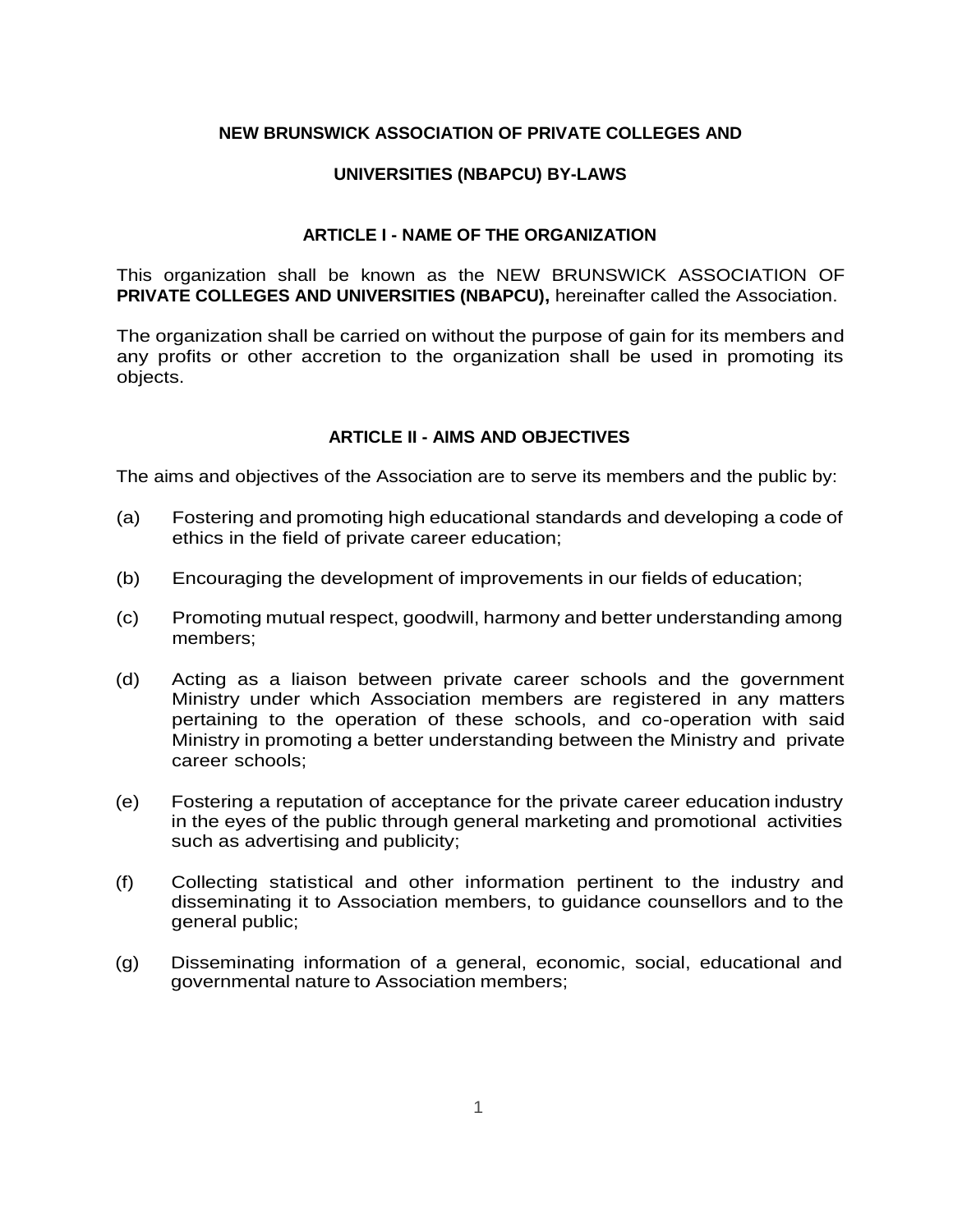# NEW BRUNSWICK ASSOCIATION OF PRIVATE COLLEGES AND UNIVERSITIES (NBAPCU) BY-LAWS

## ARTICLE I - NAME OF THE ORGANIZATION

This organization shall be known as the NEW BRUNSWICK ASSOCIATION OF **PRIVATE COLLEGES AND UNIVERSITIES (NBAPCU),** hereinafter called the Association.

The organization shall be carried on without the purpose of gain for its members and any profits or other accretion to the organization shall be used in promoting its objects.

## ARTICLE II - AIMS AND OBJECTIVES

The aims and objectives of the Association are to serve its members and the public by:

(a) Fostering and promoting high educational standards and developing a code of ethics in the field of private career education;

(b) Encouraging the development of improvements in our fields of education;

(c) Promoting mutual respect, goodwill, harmony and better understanding among members;

(d) Acting as a liaison between private career schools and the government Ministry under which Association members are registered in any matters pertaining to the operation of these schools, and co-operation with said Ministry in promoting a better understanding between the Ministry and private career schools;

(e) Fostering a reputation of acceptance for the private career education industry in the eyes of the public through general marketing and promotional activities such as advertising and publicity;

(f) Collecting statistical and other information pertinent to the industry and disseminating it to Association members, to guidance counsellors and to the general public;

(g) Disseminating information of a general, economic, social, educational and governmental nature to Association members;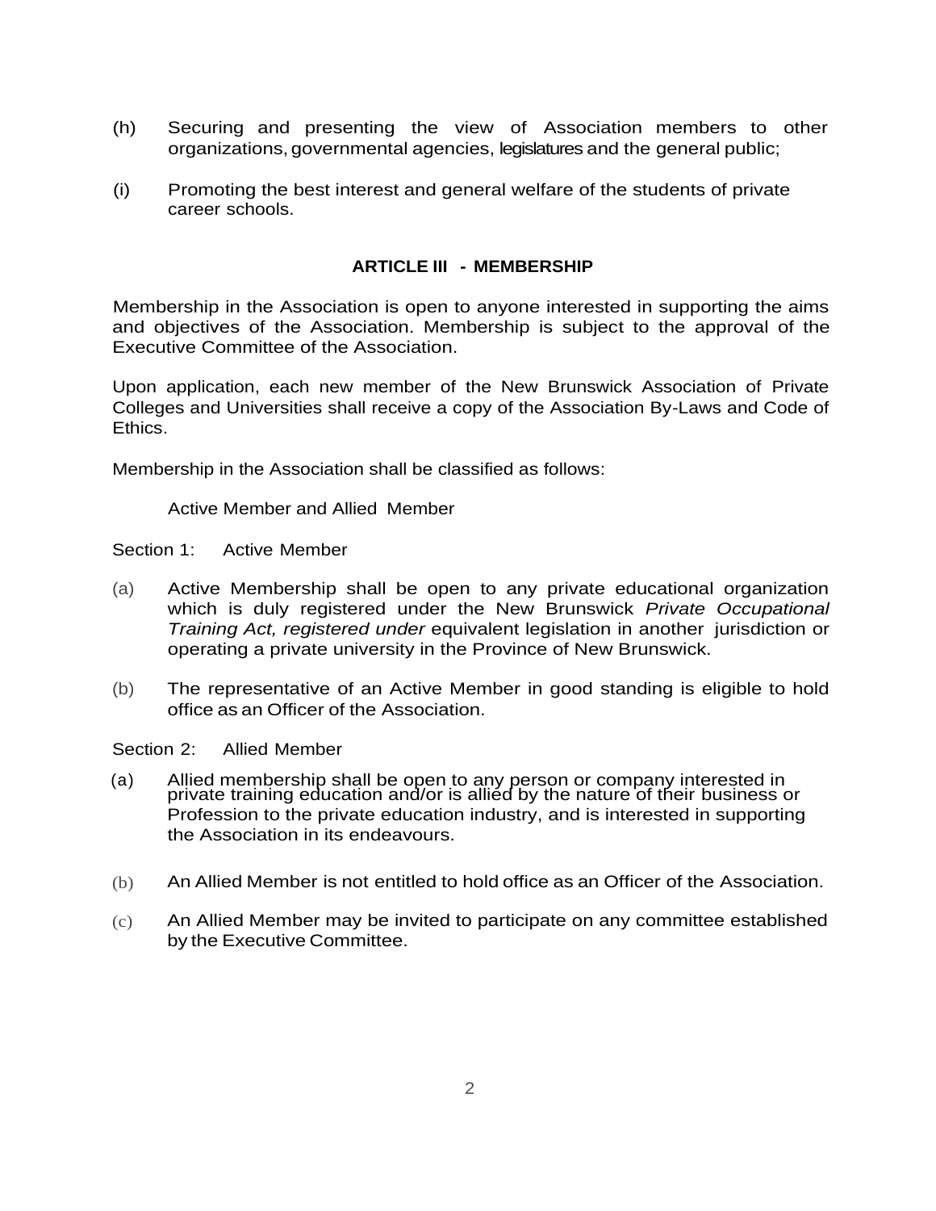(h) Securing and presenting the view of Association members to other organizations, governmental agencies, legislatures and the general public;

(i) Promoting the best interest and general welfare of the students of private career schools.

## ARTICLE III - MEMBERSHIP

Membership in the Association is open to anyone interested in supporting the aims and objectives of the Association. Membership is subject to the approval of the Executive Committee of the Association.

Upon application, each new member of the New Brunswick Association of Private Colleges and Universities shall receive a copy of the Association By-Laws and Code of Ethics.

Membership in the Association shall be classified as follows:

Active Member and Allied Member

Section 1: Active Member

(a) Active Membership shall be open to any private educational organization which is duly registered under the New Brunswick *Private Occupational Training Act, registered under* equivalent legislation in another jurisdiction or operating a private university in the Province of New Brunswick.

(b) The representative of an Active Member in good standing is eligible to hold office as an Officer of the Association.

Section 2: Allied Member

(a) Allied membership shall be open to any person or company interested in private training education and/or is allied by the nature of their business or Profession to the private education industry, and is interested in supporting the Association in its endeavours.

(b) An Allied Member is not entitled to hold office as an Officer of the Association.

(c) An Allied Member may be invited to participate on any committee established by the Executive Committee.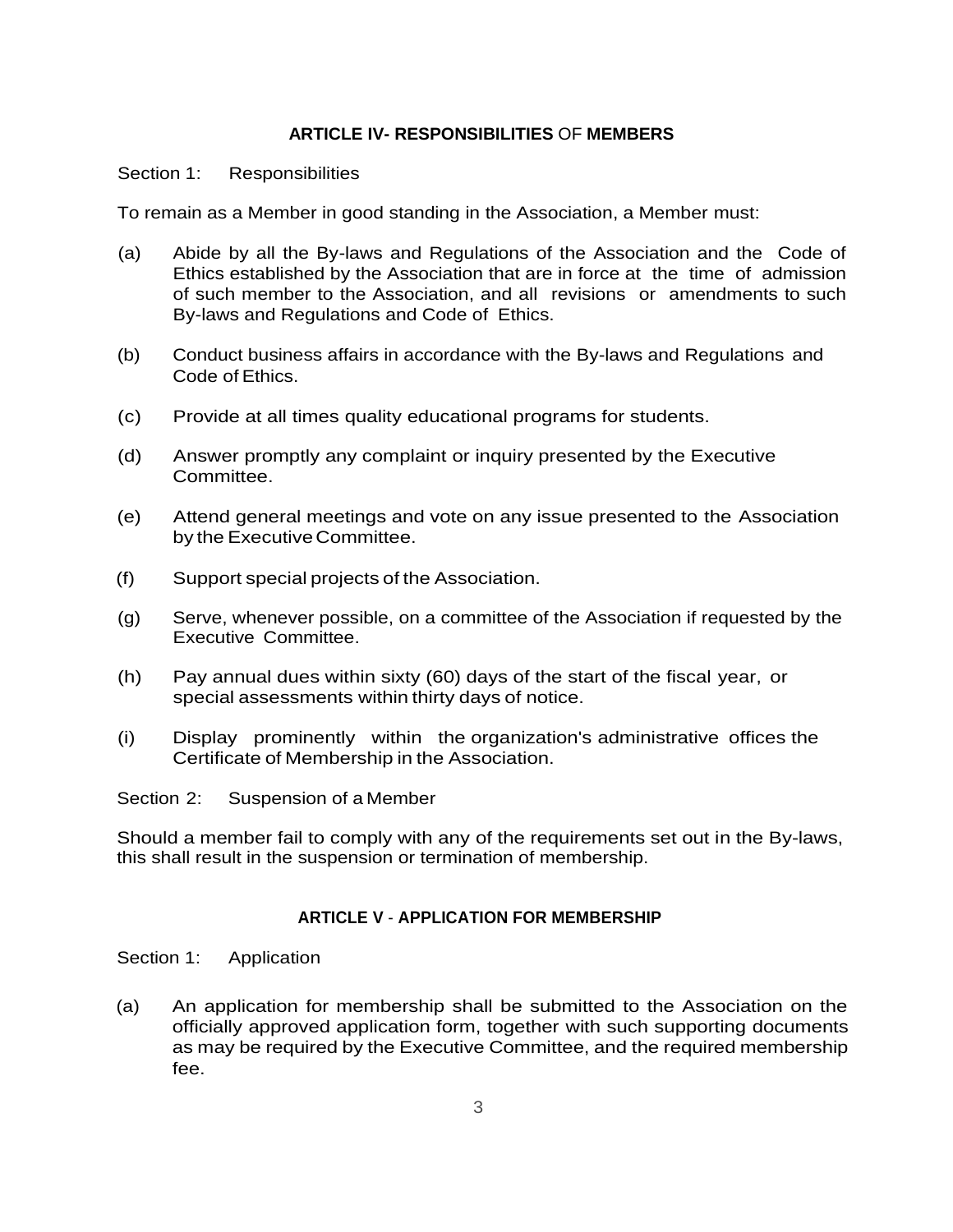## ARTICLE IV- RESPONSIBILITIES OF MEMBERS

Section 1: Responsibilities

To remain as a Member in good standing in the Association, a Member must:

(a) Abide by all the By-laws and Regulations of the Association and the Code of Ethics established by the Association that are in force at the time of admission of such member to the Association, and all revisions or amendments to such By-laws and Regulations and Code of Ethics.

(b) Conduct business affairs in accordance with the By-laws and Regulations and Code of Ethics.

(c) Provide at all times quality educational programs for students.

(d) Answer promptly any complaint or inquiry presented by the Executive Committee.

(e) Attend general meetings and vote on any issue presented to the Association by the Executive Committee.

(f) Support special projects of the Association.

(g) Serve, whenever possible, on a committee of the Association if requested by the Executive Committee.

(h) Pay annual dues within sixty (60) days of the start of the fiscal year, or special assessments within thirty days of notice.

(i) Display prominently within the organization's administrative offices the Certificate of Membership in the Association.

Section 2: Suspension of a Member

Should a member fail to comply with any of the requirements set out in the By-laws, this shall result in the suspension or termination of membership.

## ARTICLE V - APPLICATION FOR MEMBERSHIP

Section 1: Application

(a) An application for membership shall be submitted to the Association on the officially approved application form, together with such supporting documents as may be required by the Executive Committee, and the required membership fee.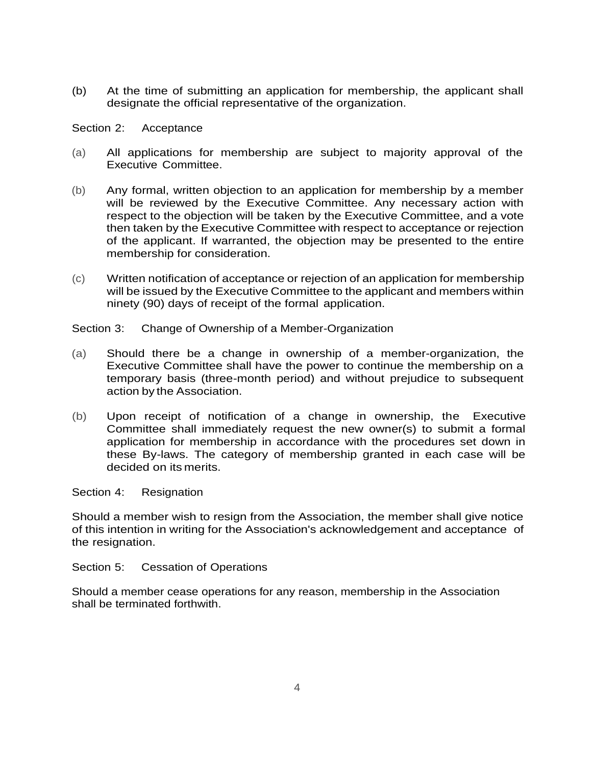(b) At the time of submitting an application for membership, the applicant shall designate the official representative of the organization.

Section 2: Acceptance

(a) All applications for membership are subject to majority approval of the Executive Committee.

(b) Any formal, written objection to an application for membership by a member will be reviewed by the Executive Committee. Any necessary action with respect to the objection will be taken by the Executive Committee, and a vote then taken by the Executive Committee with respect to acceptance or rejection of the applicant. If warranted, the objection may be presented to the entire membership for consideration.

(c) Written notification of acceptance or rejection of an application for membership will be issued by the Executive Committee to the applicant and members within ninety (90) days of receipt of the formal application.

Section 3: Change of Ownership of a Member-Organization

(a) Should there be a change in ownership of a member-organization, the Executive Committee shall have the power to continue the membership on a temporary basis (three-month period) and without prejudice to subsequent action by the Association.

(b) Upon receipt of notification of a change in ownership, the Executive Committee shall immediately request the new owner(s) to submit a formal application for membership in accordance with the procedures set down in these By-laws. The category of membership granted in each case will be decided on its merits.

Section 4: Resignation

Should a member wish to resign from the Association, the member shall give notice of this intention in writing for the Association's acknowledgement and acceptance of the resignation.

Section 5: Cessation of Operations

Should a member cease operations for any reason, membership in the Association shall be terminated forthwith.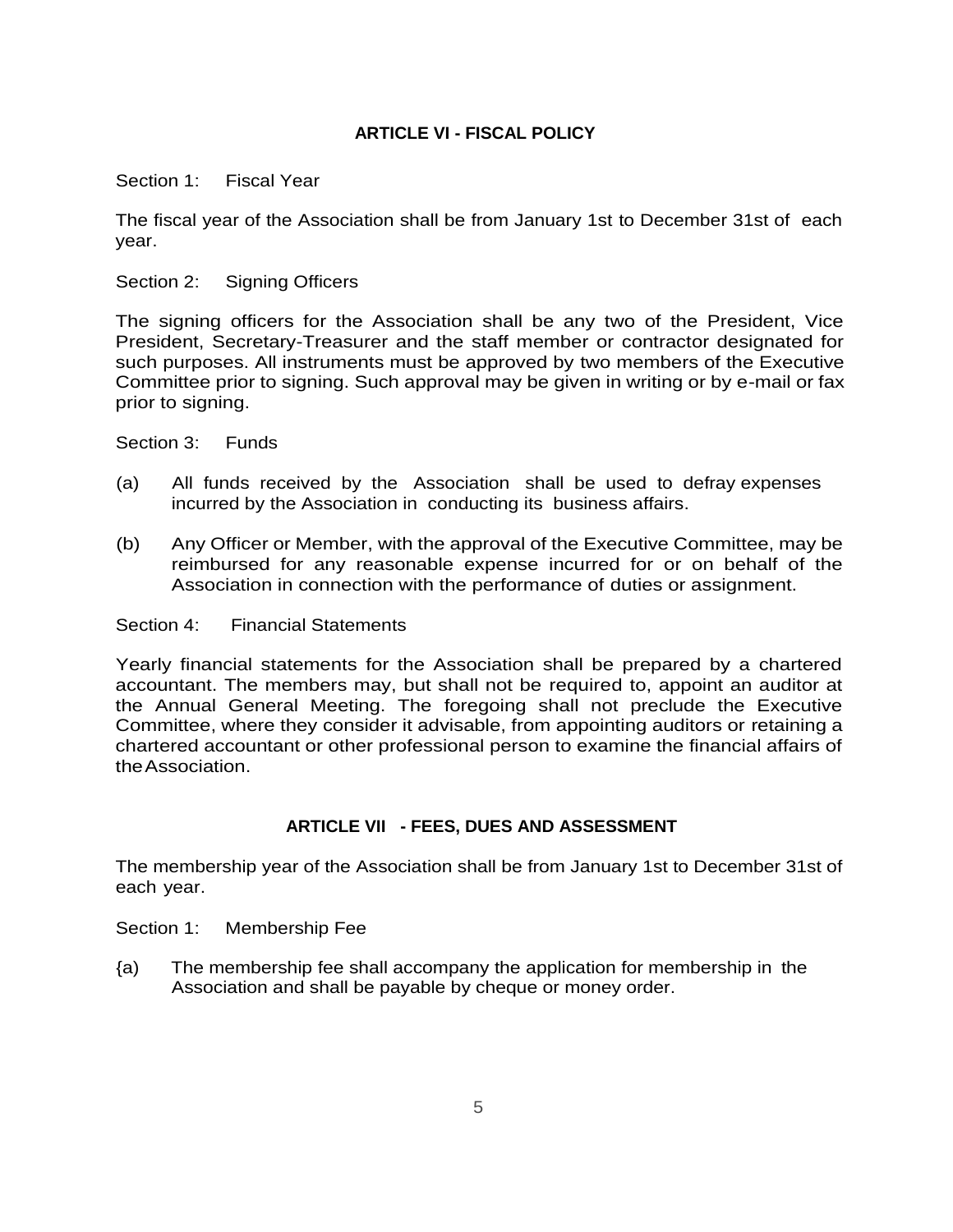## ARTICLE VI - FISCAL POLICY

Section 1: Fiscal Year

The fiscal year of the Association shall be from January 1st to December 31st of each year.

Section 2: Signing Officers

The signing officers for the Association shall be any two of the President, Vice President, Secretary-Treasurer and the staff member or contractor designated for such purposes. All instruments must be approved by two members of the Executive Committee prior to signing. Such approval may be given in writing or by e-mail or fax prior to signing.

Section 3: Funds

(a) All funds received by the Association shall be used to defray expenses incurred by the Association in conducting its business affairs.

(b) Any Officer or Member, with the approval of the Executive Committee, may be reimbursed for any reasonable expense incurred for or on behalf of the Association in connection with the performance of duties or assignment.

Section 4: Financial Statements

Yearly financial statements for the Association shall be prepared by a chartered accountant. The members may, but shall not be required to, appoint an auditor at the Annual General Meeting. The foregoing shall not preclude the Executive Committee, where they consider it advisable, from appointing auditors or retaining a chartered accountant or other professional person to examine the financial affairs of the Association.

## ARTICLE VII - FEES, DUES AND ASSESSMENT

The membership year of the Association shall be from January 1st to December 31st of each year.

Section 1: Membership Fee

{a) The membership fee shall accompany the application for membership in the Association and shall be payable by cheque or money order.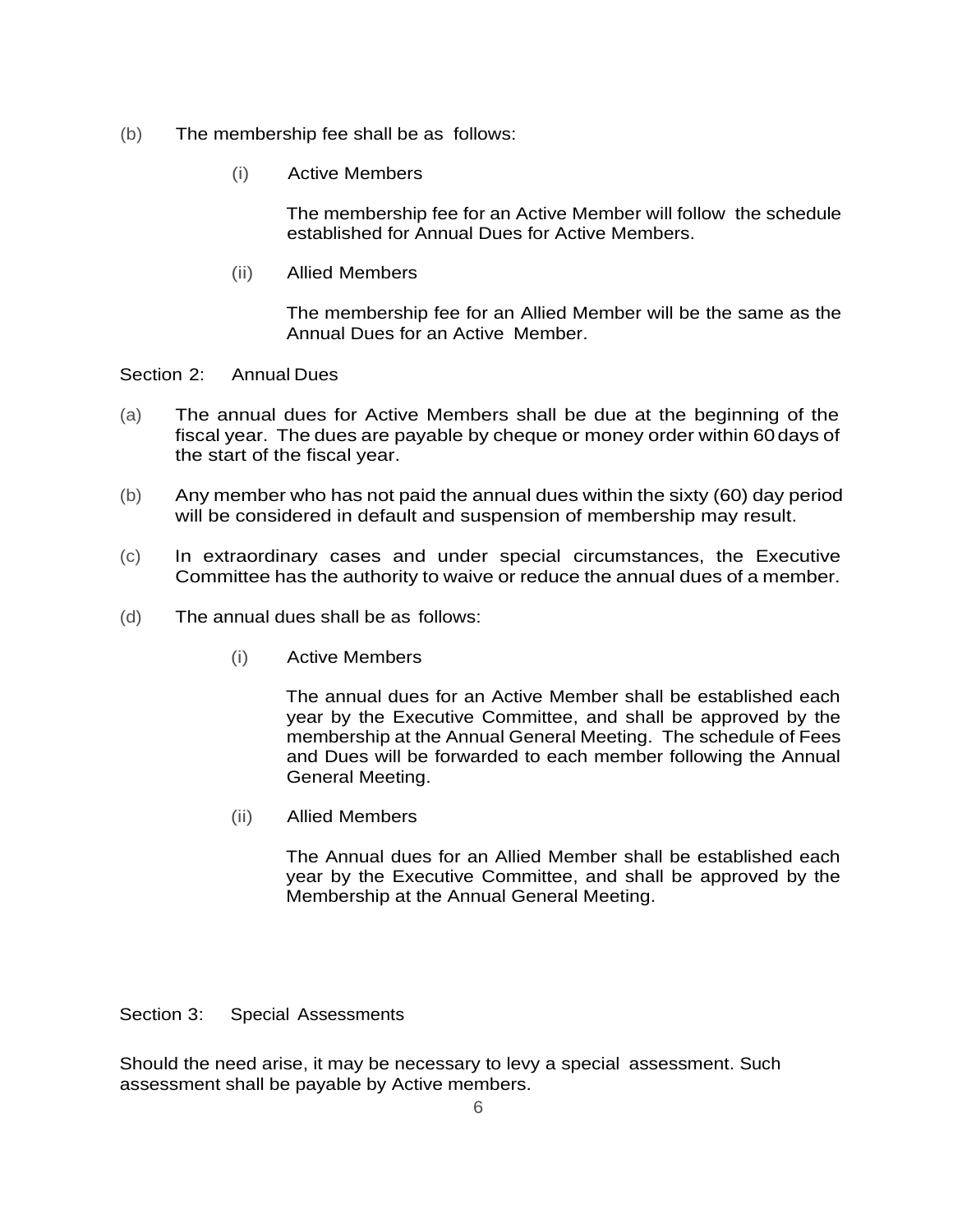(b) The membership fee shall be as follows:

(i) Active Members

The membership fee for an Active Member will follow the schedule established for Annual Dues for Active Members.

(ii) Allied Members

The membership fee for an Allied Member will be the same as the Annual Dues for an Active Member.

Section 2: Annual Dues

(a) The annual dues for Active Members shall be due at the beginning of the fiscal year. The dues are payable by cheque or money order within 60 days of the start of the fiscal year.

(b) Any member who has not paid the annual dues within the sixty (60) day period will be considered in default and suspension of membership may result.

(c) In extraordinary cases and under special circumstances, the Executive Committee has the authority to waive or reduce the annual dues of a member.

(d) The annual dues shall be as follows:

(i) Active Members

The annual dues for an Active Member shall be established each year by the Executive Committee, and shall be approved by the membership at the Annual General Meeting. The schedule of Fees and Dues will be forwarded to each member following the Annual General Meeting.

(ii) Allied Members

The Annual dues for an Allied Member shall be established each year by the Executive Committee, and shall be approved by the Membership at the Annual General Meeting.

Section 3: Special Assessments

Should the need arise, it may be necessary to levy a special assessment. Such assessment shall be payable by Active members.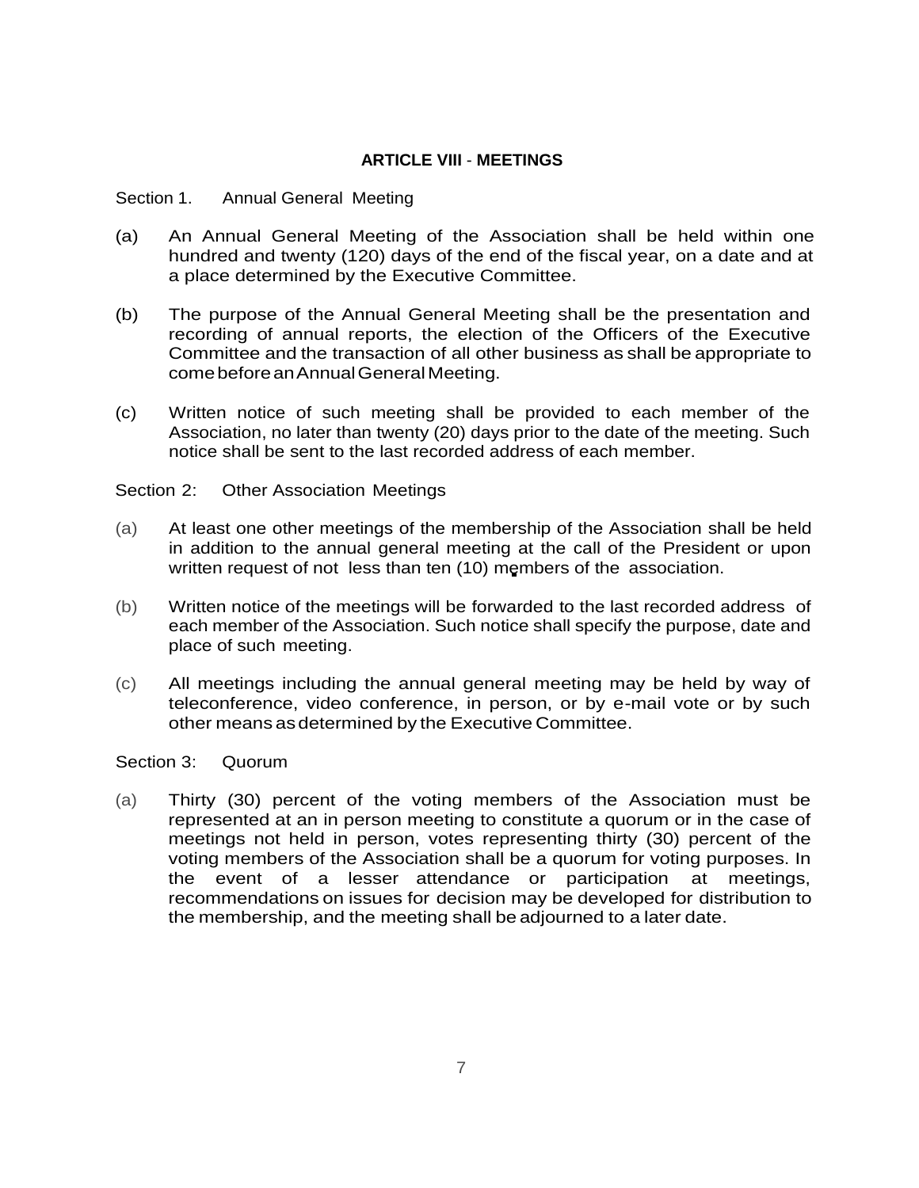## ARTICLE VIII - MEETINGS

Section 1. Annual General Meeting

(a) An Annual General Meeting of the Association shall be held within one hundred and twenty (120) days of the end of the fiscal year, on a date and at a place determined by the Executive Committee.

(b) The purpose of the Annual General Meeting shall be the presentation and recording of annual reports, the election of the Officers of the Executive Committee and the transaction of all other business as shall be appropriate to come before an Annual General Meeting.

(c) Written notice of such meeting shall be provided to each member of the Association, no later than twenty (20) days prior to the date of the meeting. Such notice shall be sent to the last recorded address of each member.

Section 2: Other Association Meetings

(a) At least one other meetings of the membership of the Association shall be held in addition to the annual general meeting at the call of the President or upon written request of not less than ten (10) members of the association.

(b) Written notice of the meetings will be forwarded to the last recorded address of each member of the Association. Such notice shall specify the purpose, date and place of such meeting.

(c) All meetings including the annual general meeting may be held by way of teleconference, video conference, in person, or by e-mail vote or by such other means as determined by the Executive Committee.

Section 3: Quorum

(a) Thirty (30) percent of the voting members of the Association must be represented at an in person meeting to constitute a quorum or in the case of meetings not held in person, votes representing thirty (30) percent of the voting members of the Association shall be a quorum for voting purposes. In the event of a lesser attendance or participation at meetings, recommendations on issues for decision may be developed for distribution to the membership, and the meeting shall be adjourned to a later date.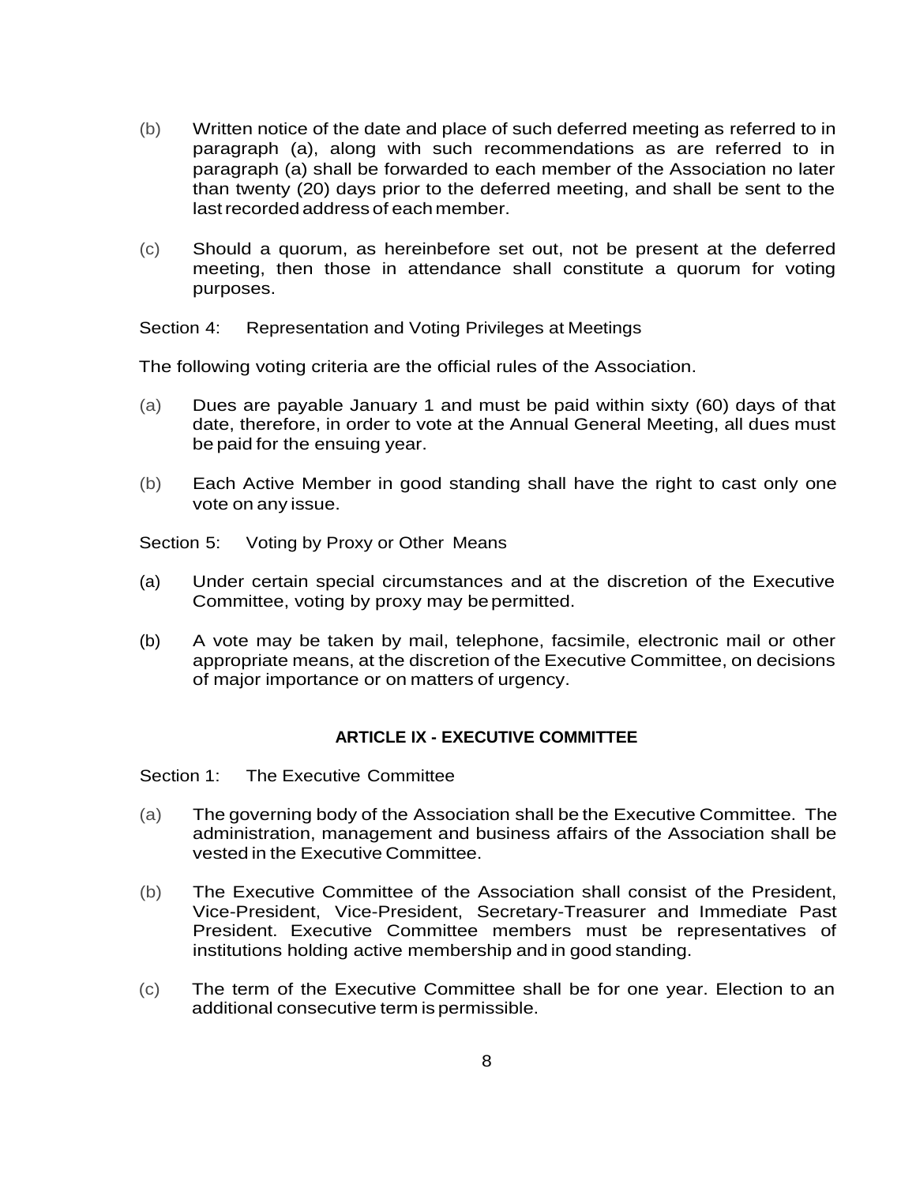(b) Written notice of the date and place of such deferred meeting as referred to in paragraph (a), along with such recommendations as are referred to in paragraph (a) shall be forwarded to each member of the Association no later than twenty (20) days prior to the deferred meeting, and shall be sent to the last recorded address of each member.

(c) Should a quorum, as hereinbefore set out, not be present at the deferred meeting, then those in attendance shall constitute a quorum for voting purposes.

Section 4: Representation and Voting Privileges at Meetings

The following voting criteria are the official rules of the Association.

(a) Dues are payable January 1 and must be paid within sixty (60) days of that date, therefore, in order to vote at the Annual General Meeting, all dues must be paid for the ensuing year.

(b) Each Active Member in good standing shall have the right to cast only one vote on any issue.

Section 5: Voting by Proxy or Other Means

(a) Under certain special circumstances and at the discretion of the Executive Committee, voting by proxy may be permitted.

(b) A vote may be taken by mail, telephone, facsimile, electronic mail or other appropriate means, at the discretion of the Executive Committee, on decisions of major importance or on matters of urgency.

## ARTICLE IX - EXECUTIVE COMMITTEE

Section 1: The Executive Committee

(a) The governing body of the Association shall be the Executive Committee. The administration, management and business affairs of the Association shall be vested in the Executive Committee.

(b) The Executive Committee of the Association shall consist of the President, Vice-President, Vice-President, Secretary-Treasurer and Immediate Past President. Executive Committee members must be representatives of institutions holding active membership and in good standing.

(c) The term of the Executive Committee shall be for one year. Election to an additional consecutive term is permissible.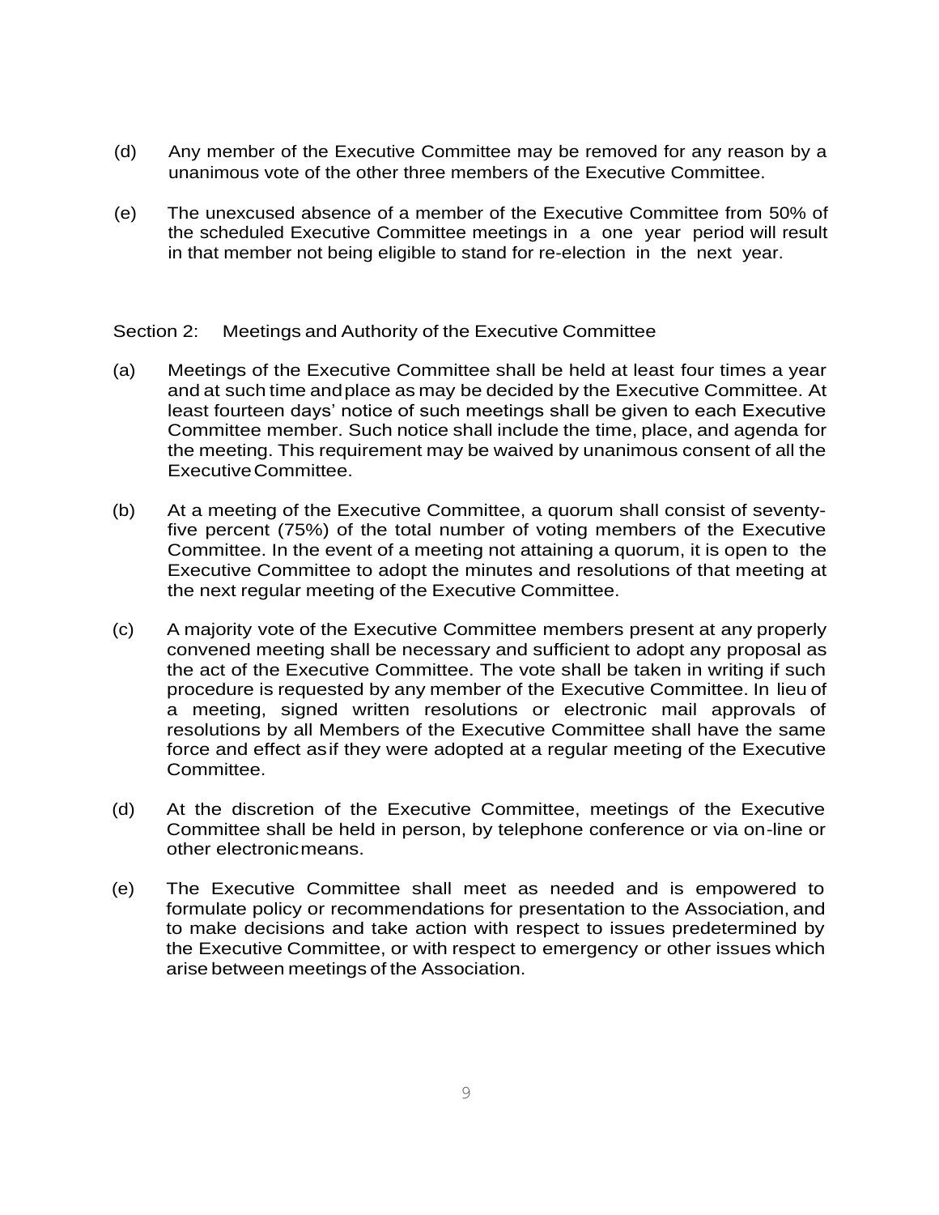(d) Any member of the Executive Committee may be removed for any reason by a unanimous vote of the other three members of the Executive Committee.

(e) The unexcused absence of a member of the Executive Committee from 50% of the scheduled Executive Committee meetings in a one year period will result in that member not being eligible to stand for re-election in the next year.

Section 2: Meetings and Authority of the Executive Committee

(a) Meetings of the Executive Committee shall be held at least four times a year and at such time and place as may be decided by the Executive Committee. At least fourteen days' notice of such meetings shall be given to each Executive Committee member. Such notice shall include the time, place, and agenda for the meeting. This requirement may be waived by unanimous consent of all the Executive Committee.

(b) At a meeting of the Executive Committee, a quorum shall consist of seventy-five percent (75%) of the total number of voting members of the Executive Committee. In the event of a meeting not attaining a quorum, it is open to the Executive Committee to adopt the minutes and resolutions of that meeting at the next regular meeting of the Executive Committee.

(c) A majority vote of the Executive Committee members present at any properly convened meeting shall be necessary and sufficient to adopt any proposal as the act of the Executive Committee. The vote shall be taken in writing if such procedure is requested by any member of the Executive Committee. In lieu of a meeting, signed written resolutions or electronic mail approvals of resolutions by all Members of the Executive Committee shall have the same force and effect as if they were adopted at a regular meeting of the Executive Committee.

(d) At the discretion of the Executive Committee, meetings of the Executive Committee shall be held in person, by telephone conference or via on-line or other electronic means.

(e) The Executive Committee shall meet as needed and is empowered to formulate policy or recommendations for presentation to the Association, and to make decisions and take action with respect to issues predetermined by the Executive Committee, or with respect to emergency or other issues which arise between meetings of the Association.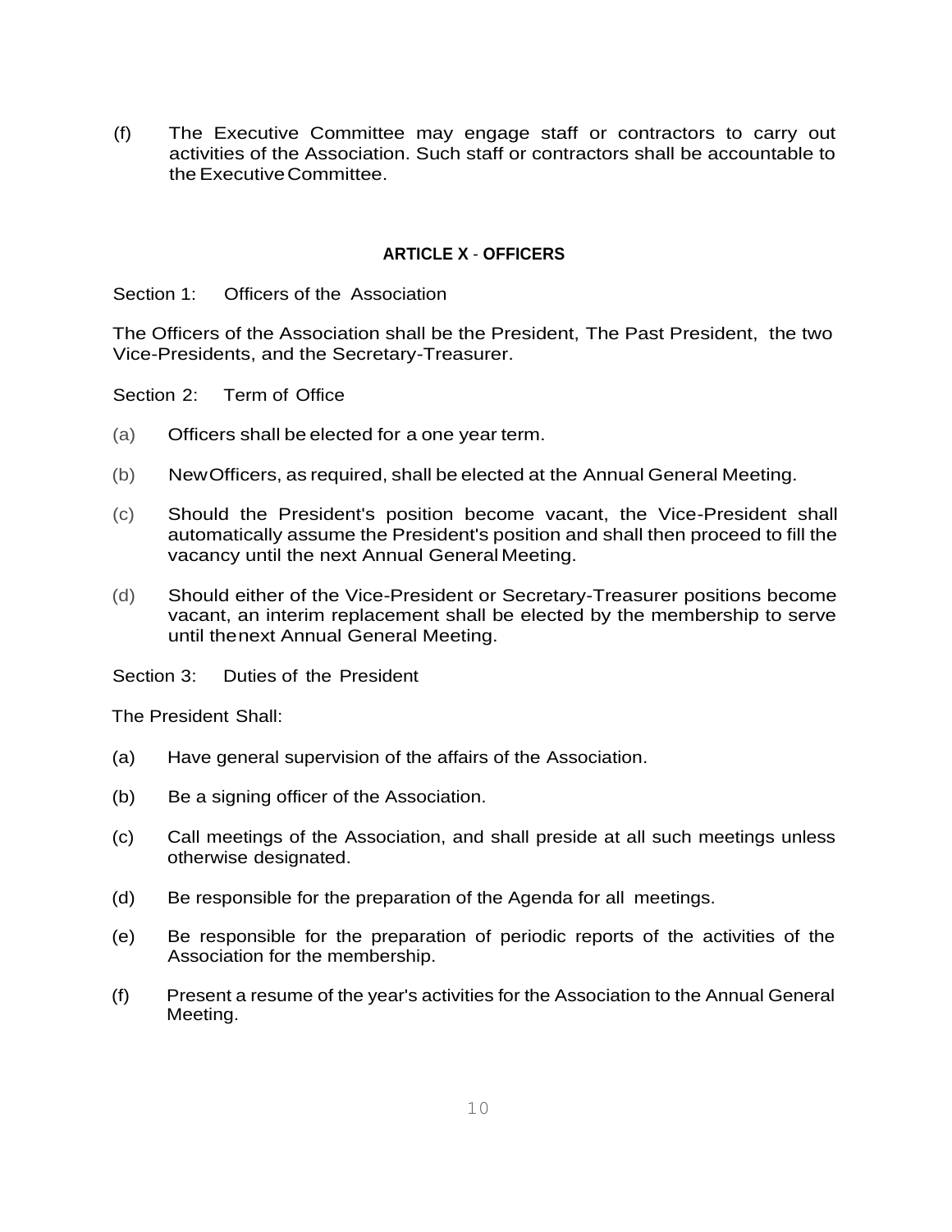(f) The Executive Committee may engage staff or contractors to carry out activities of the Association. Such staff or contractors shall be accountable to the Executive Committee.

## ARTICLE X - OFFICERS

Section 1: Officers of the Association

The Officers of the Association shall be the President, The Past President, the two Vice-Presidents, and the Secretary-Treasurer.

Section 2: Term of Office

(a) Officers shall be elected for a one year term.

(b) New Officers, as required, shall be elected at the Annual General Meeting.

(c) Should the President's position become vacant, the Vice-President shall automatically assume the President's position and shall then proceed to fill the vacancy until the next Annual General Meeting.

(d) Should either of the Vice-President or Secretary-Treasurer positions become vacant, an interim replacement shall be elected by the membership to serve until the next Annual General Meeting.

Section 3: Duties of the President

The President Shall:

(a) Have general supervision of the affairs of the Association.

(b) Be a signing officer of the Association.

(c) Call meetings of the Association, and shall preside at all such meetings unless otherwise designated.

(d) Be responsible for the preparation of the Agenda for all meetings.

(e) Be responsible for the preparation of periodic reports of the activities of the Association for the membership.

(f) Present a resume of the year's activities for the Association to the Annual General Meeting.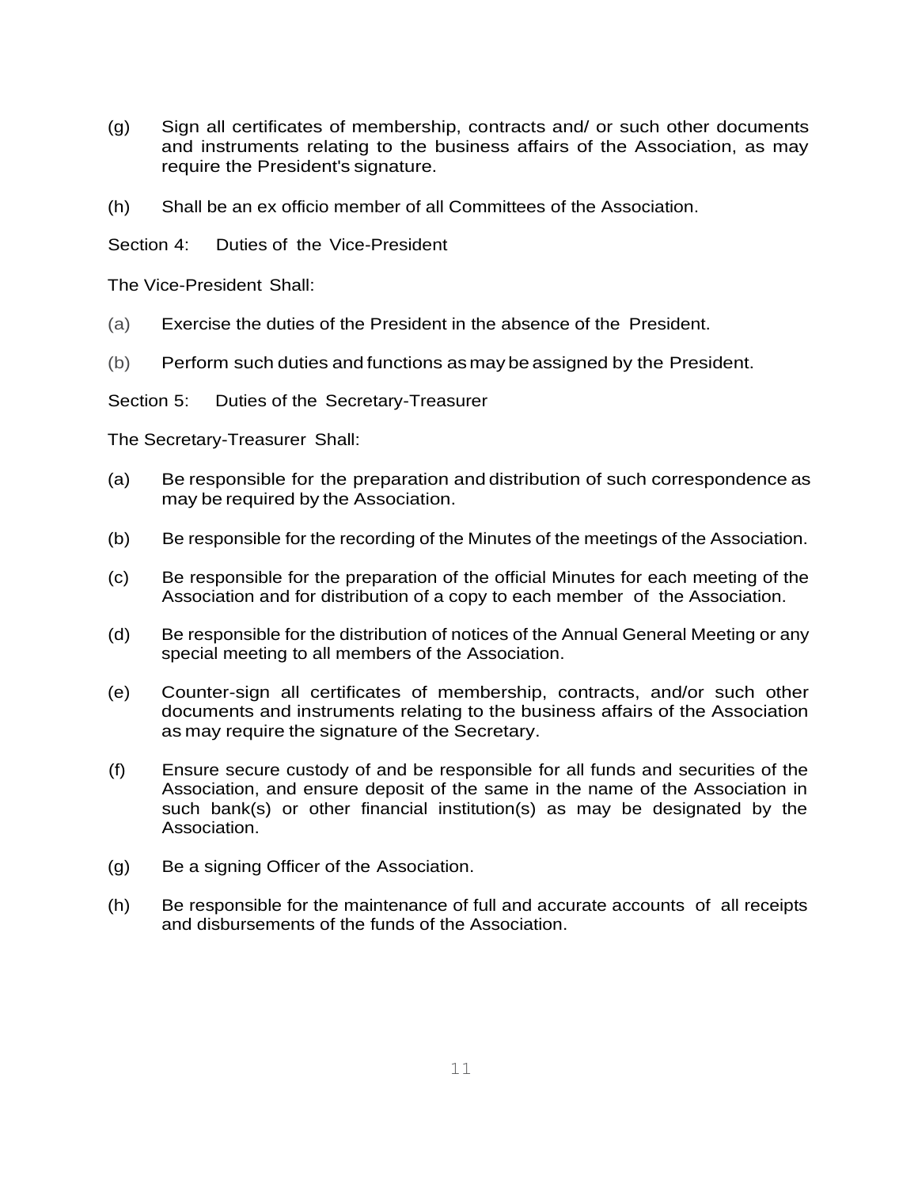(g) Sign all certificates of membership, contracts and/ or such other documents and instruments relating to the business affairs of the Association, as may require the President's signature.

(h) Shall be an ex officio member of all Committees of the Association.

Section 4: Duties of the Vice-President

The Vice-President Shall:

(a) Exercise the duties of the President in the absence of the President.

(b) Perform such duties and functions as may be assigned by the President.

Section 5: Duties of the Secretary-Treasurer

The Secretary-Treasurer Shall:

(a) Be responsible for the preparation and distribution of such correspondence as may be required by the Association.

(b) Be responsible for the recording of the Minutes of the meetings of the Association.

(c) Be responsible for the preparation of the official Minutes for each meeting of the Association and for distribution of a copy to each member of the Association.

(d) Be responsible for the distribution of notices of the Annual General Meeting or any special meeting to all members of the Association.

(e) Counter-sign all certificates of membership, contracts, and/or such other documents and instruments relating to the business affairs of the Association as may require the signature of the Secretary.

(f) Ensure secure custody of and be responsible for all funds and securities of the Association, and ensure deposit of the same in the name of the Association in such bank(s) or other financial institution(s) as may be designated by the Association.

(g) Be a signing Officer of the Association.

(h) Be responsible for the maintenance of full and accurate accounts of all receipts and disbursements of the funds of the Association.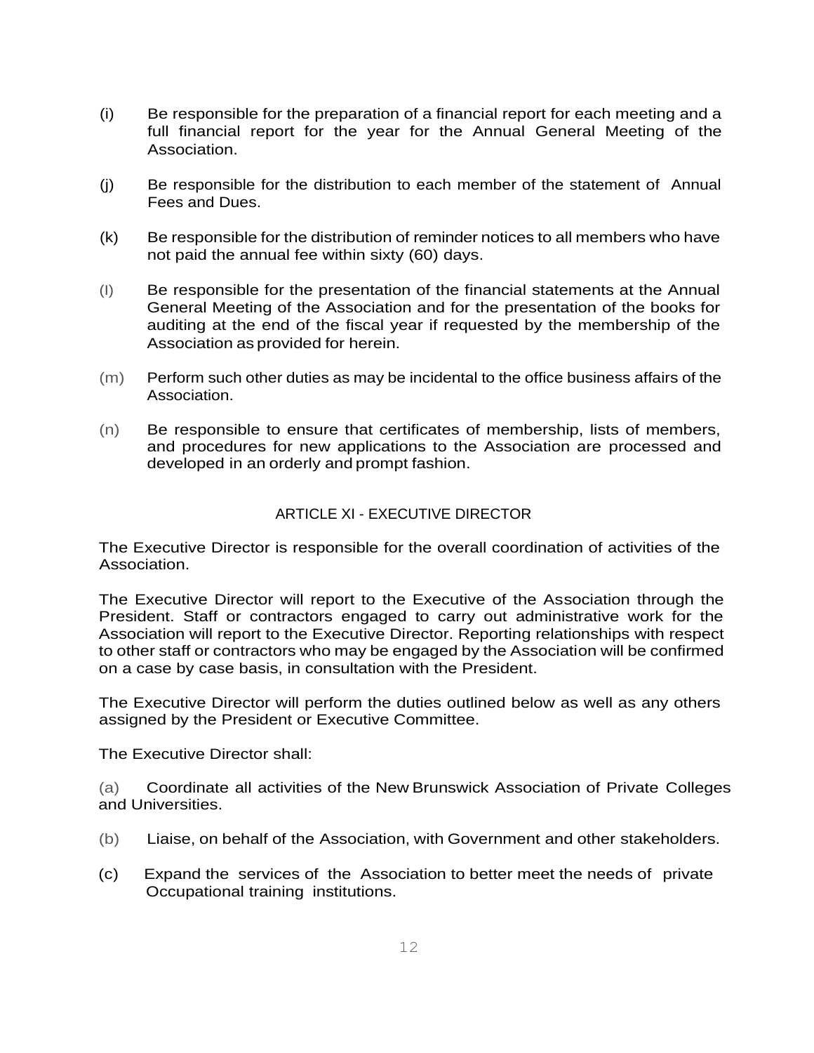(i) Be responsible for the preparation of a financial report for each meeting and a full financial report for the year for the Annual General Meeting of the Association.

(j) Be responsible for the distribution to each member of the statement of Annual Fees and Dues.

(k) Be responsible for the distribution of reminder notices to all members who have not paid the annual fee within sixty (60) days.

(l) Be responsible for the presentation of the financial statements at the Annual General Meeting of the Association and for the presentation of the books for auditing at the end of the fiscal year if requested by the membership of the Association as provided for herein.

(m) Perform such other duties as may be incidental to the office business affairs of the Association.

(n) Be responsible to ensure that certificates of membership, lists of members, and procedures for new applications to the Association are processed and developed in an orderly and prompt fashion.

## ARTICLE XI - EXECUTIVE DIRECTOR

The Executive Director is responsible for the overall coordination of activities of the Association.

The Executive Director will report to the Executive of the Association through the President. Staff or contractors engaged to carry out administrative work for the Association will report to the Executive Director. Reporting relationships with respect to other staff or contractors who may be engaged by the Association will be confirmed on a case by case basis, in consultation with the President.

The Executive Director will perform the duties outlined below as well as any others assigned by the President or Executive Committee.

The Executive Director shall:

(a) Coordinate all activities of the New Brunswick Association of Private Colleges and Universities.

(b) Liaise, on behalf of the Association, with Government and other stakeholders.

(c) Expand the services of the Association to better meet the needs of private Occupational training institutions.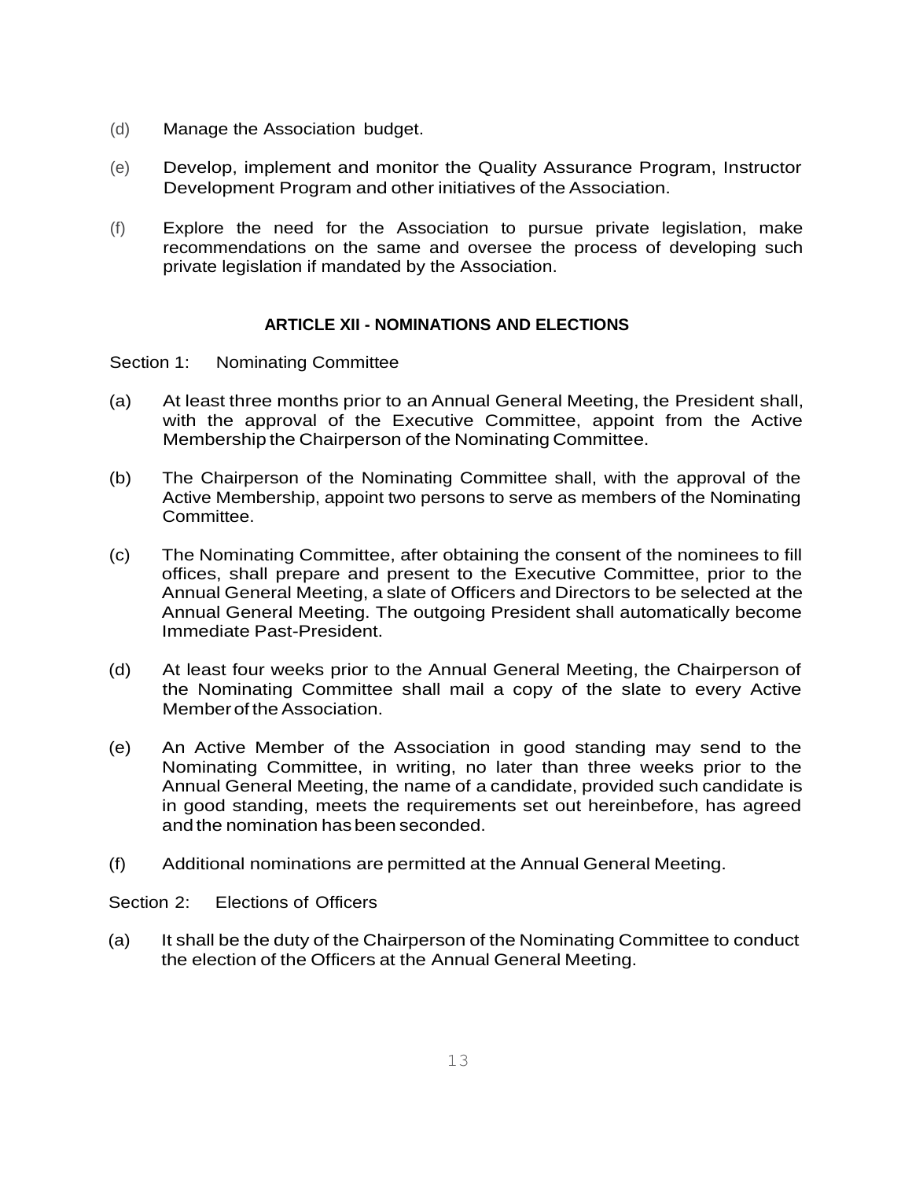(d) Manage the Association budget.

(e) Develop, implement and monitor the Quality Assurance Program, Instructor Development Program and other initiatives of the Association.

(f) Explore the need for the Association to pursue private legislation, make recommendations on the same and oversee the process of developing such private legislation if mandated by the Association.

## ARTICLE XII - NOMINATIONS AND ELECTIONS

Section 1: Nominating Committee

(a) At least three months prior to an Annual General Meeting, the President shall, with the approval of the Executive Committee, appoint from the Active Membership the Chairperson of the Nominating Committee.

(b) The Chairperson of the Nominating Committee shall, with the approval of the Active Membership, appoint two persons to serve as members of the Nominating Committee.

(c) The Nominating Committee, after obtaining the consent of the nominees to fill offices, shall prepare and present to the Executive Committee, prior to the Annual General Meeting, a slate of Officers and Directors to be selected at the Annual General Meeting. The outgoing President shall automatically become Immediate Past-President.

(d) At least four weeks prior to the Annual General Meeting, the Chairperson of the Nominating Committee shall mail a copy of the slate to every Active Member of the Association.

(e) An Active Member of the Association in good standing may send to the Nominating Committee, in writing, no later than three weeks prior to the Annual General Meeting, the name of a candidate, provided such candidate is in good standing, meets the requirements set out hereinbefore, has agreed and the nomination has been seconded.

(f) Additional nominations are permitted at the Annual General Meeting.

Section 2: Elections of Officers

(a) It shall be the duty of the Chairperson of the Nominating Committee to conduct the election of the Officers at the Annual General Meeting.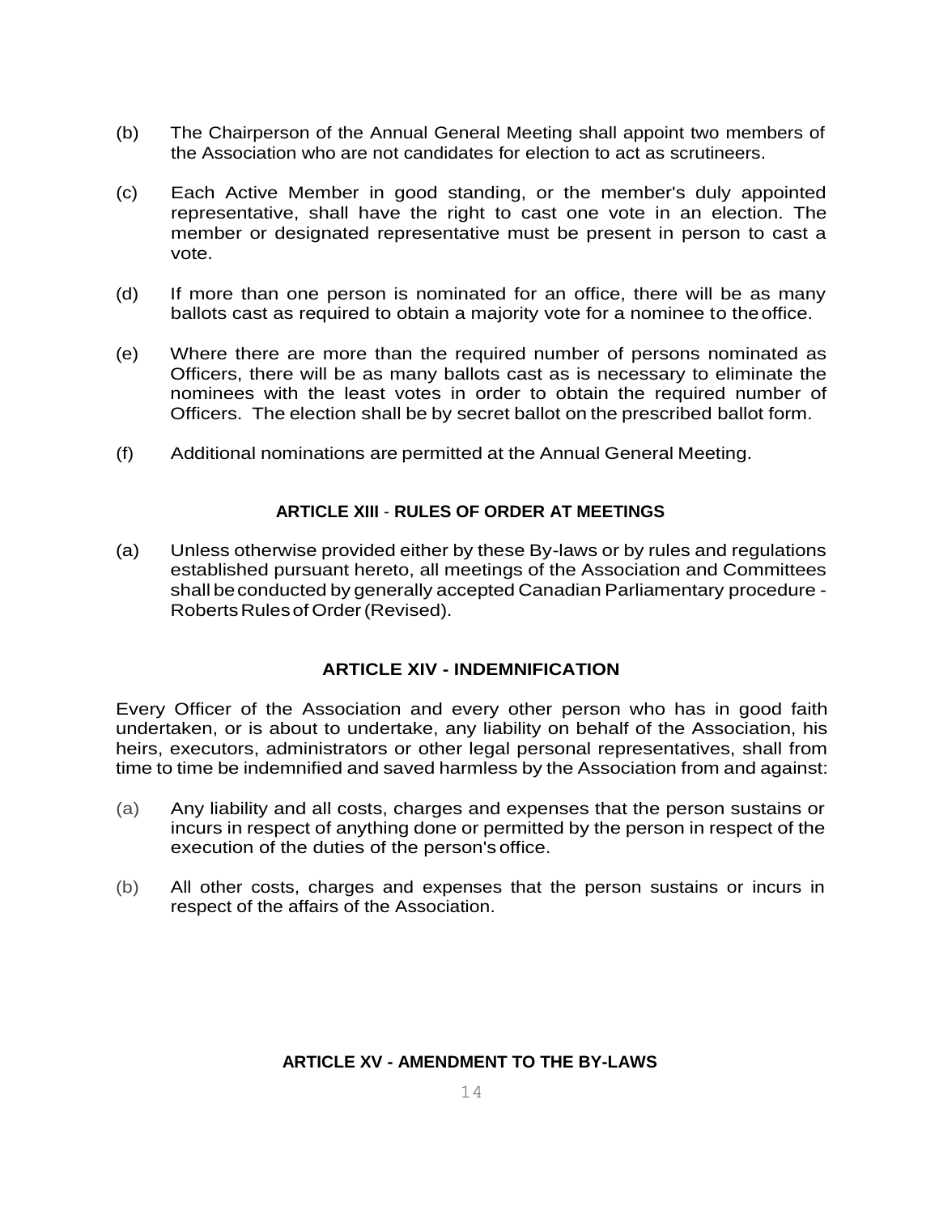(b) The Chairperson of the Annual General Meeting shall appoint two members of the Association who are not candidates for election to act as scrutineers.

(c) Each Active Member in good standing, or the member's duly appointed representative, shall have the right to cast one vote in an election. The member or designated representative must be present in person to cast a vote.

(d) If more than one person is nominated for an office, there will be as many ballots cast as required to obtain a majority vote for a nominee to the office.

(e) Where there are more than the required number of persons nominated as Officers, there will be as many ballots cast as is necessary to eliminate the nominees with the least votes in order to obtain the required number of Officers. The election shall be by secret ballot on the prescribed ballot form.

(f) Additional nominations are permitted at the Annual General Meeting.

## ARTICLE XIII - RULES OF ORDER AT MEETINGS

(a) Unless otherwise provided either by these By-laws or by rules and regulations established pursuant hereto, all meetings of the Association and Committees shall be conducted by generally accepted Canadian Parliamentary procedure - Roberts Rules of Order (Revised).

## ARTICLE XIV - INDEMNIFICATION

Every Officer of the Association and every other person who has in good faith undertaken, or is about to undertake, any liability on behalf of the Association, his heirs, executors, administrators or other legal personal representatives, shall from time to time be indemnified and saved harmless by the Association from and against:

(a) Any liability and all costs, charges and expenses that the person sustains or incurs in respect of anything done or permitted by the person in respect of the execution of the duties of the person's office.

(b) All other costs, charges and expenses that the person sustains or incurs in respect of the affairs of the Association.

## ARTICLE XV - AMENDMENT TO THE BY-LAWS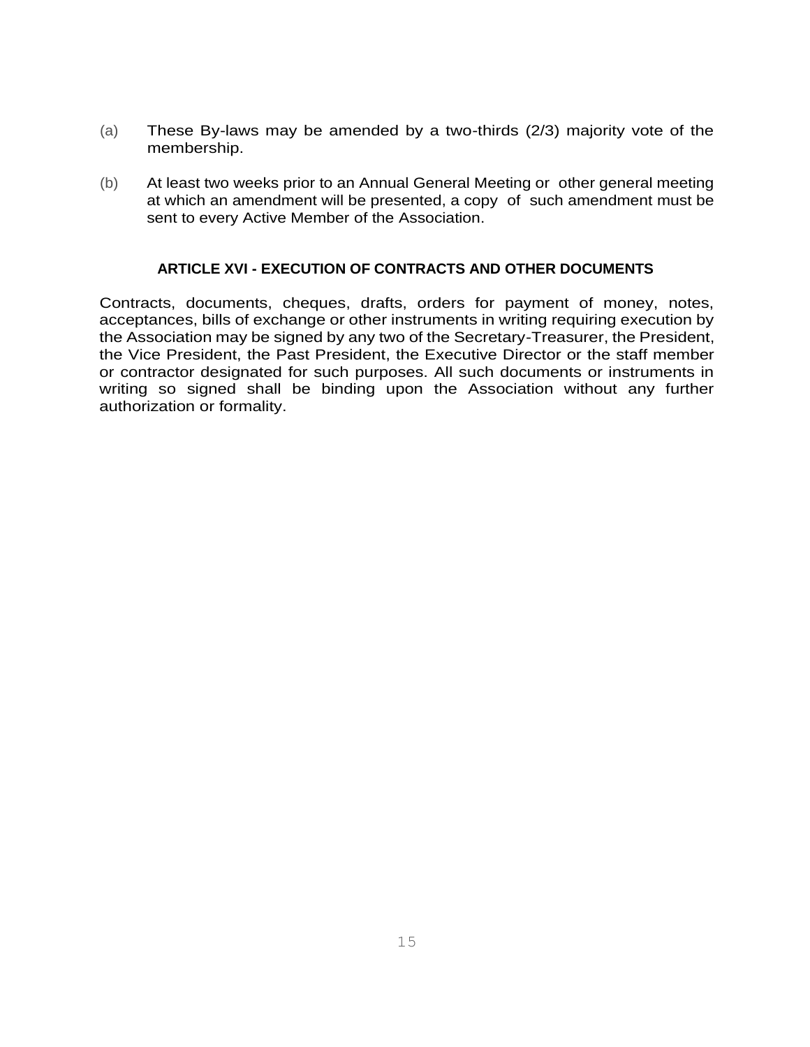(a) These By-laws may be amended by a two-thirds (2/3) majority vote of the membership.

(b) At least two weeks prior to an Annual General Meeting or other general meeting at which an amendment will be presented, a copy of such amendment must be sent to every Active Member of the Association.

### ARTICLE XVI - EXECUTION OF CONTRACTS AND OTHER DOCUMENTS

Contracts, documents, cheques, drafts, orders for payment of money, notes, acceptances, bills of exchange or other instruments in writing requiring execution by the Association may be signed by any two of the Secretary-Treasurer, the President, the Vice President, the Past President, the Executive Director or the staff member or contractor designated for such purposes. All such documents or instruments in writing so signed shall be binding upon the Association without any further authorization or formality.